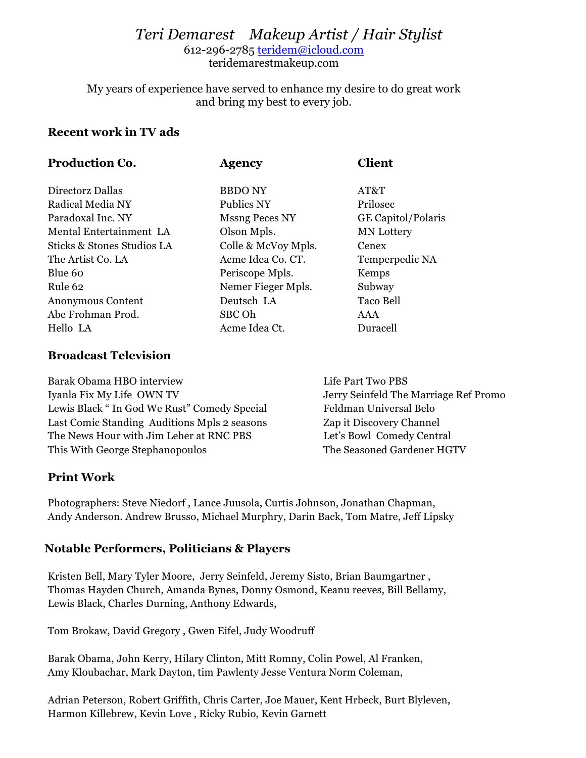# *Teri Demarest    Makeup Artist / Hair Stylist*

612-296-2785 teridem@icloud.com
teridemarestmakeup.com

My years of experience have served to enhance my desire to do great work and bring my best to every job.

### Recent work in TV ads

| Production Co. | Agency | Client |
|---|---|---|
| Directorz Dallas | BBDO NY | AT&T |
| Radical Media NY | Publics NY | Prilosec |
| Paradoxal Inc. NY | Mssng Peces NY | GE Capitol/Polaris |
| Mental Entertainment LA | Olson Mpls. | MN Lottery |
| Sticks & Stones Studios LA | Colle & McVoy Mpls. | Cenex |
| The Artist Co. LA | Acme Idea Co. CT. | Temperpedic NA |
| Blue 60 | Periscope Mpls. | Kemps |
| Rule 62 | Nemer Fieger Mpls. | Subway |
| Anonymous Content | Deutsch LA | Taco Bell |
| Abe Frohman Prod. | SBC Oh | AAA |
| Hello LA | Acme Idea Ct. | Duracell |

### Broadcast Television

Barak Obama HBO interview
Iyanla Fix My Life OWN TV
Lewis Black " In God We Rust" Comedy Special
Last Comic Standing Auditions Mpls 2 seasons
The News Hour with Jim Leher at RNC PBS
This With George Stephanopoulos
Life Part Two PBS
Jerry Seinfeld The Marriage Ref Promo
Feldman Universal Belo
Zap it Discovery Channel
Let's Bowl Comedy Central
The Seasoned Gardener HGTV

### Print Work

Photographers: Steve Niedorf , Lance Juusola, Curtis Johnson, Jonathan Chapman, Andy Anderson. Andrew Brusso, Michael Murphry, Darin Back, Tom Matre, Jeff Lipsky

### Notable Performers, Politicians & Players

Kristen Bell, Mary Tyler Moore, Jerry Seinfeld, Jeremy Sisto, Brian Baumgartner , Thomas Hayden Church, Amanda Bynes, Donny Osmond, Keanu reeves, Bill Bellamy, Lewis Black, Charles Durning, Anthony Edwards,

Tom Brokaw, David Gregory , Gwen Eifel, Judy Woodruff

Barak Obama, John Kerry, Hilary Clinton, Mitt Romny, Colin Powel, Al Franken, Amy Kloubachar, Mark Dayton, tim Pawlenty Jesse Ventura Norm Coleman,

Adrian Peterson, Robert Griffith, Chris Carter, Joe Mauer, Kent Hrbeck, Burt Blyleven, Harmon Killebrew, Kevin Love , Ricky Rubio, Kevin Garnett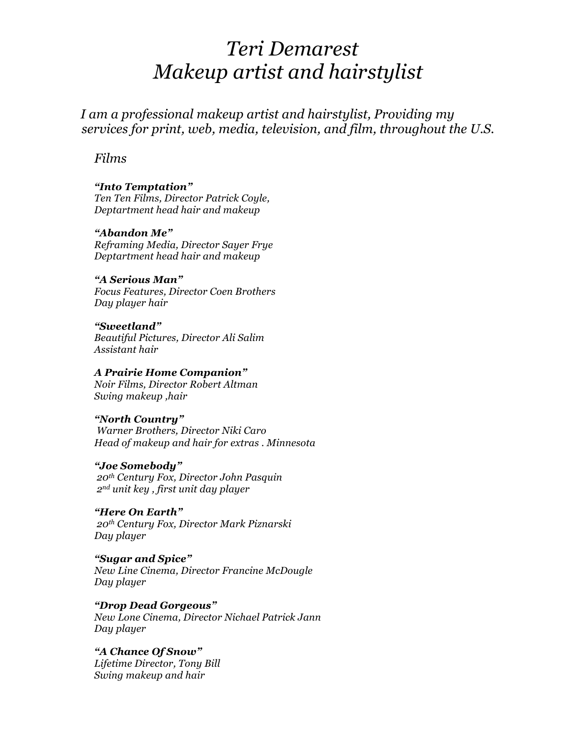# *Teri Demarest*
# *Makeup artist and hairstylist*

*I am a professional makeup artist and hairstylist, Providing my services for print, web, media, television, and film, throughout the U.S.*

## *Films*

***"Into Temptation"***
*Ten Ten Films, Director Patrick Coyle,*
*Deptartment head hair and makeup*

***"Abandon Me"***
*Reframing Media, Director Sayer Frye*
*Deptartment head hair and makeup*

***"A Serious Man"***
*Focus Features, Director Coen Brothers*
*Day player hair*

***"Sweetland"***
*Beautiful Pictures, Director Ali Salim*
*Assistant hair*

***A Prairie Home Companion"***
*Noir Films, Director Robert Altman*
*Swing makeup ,hair*

***"North Country"***
*Warner Brothers, Director Niki Caro*
*Head of makeup and hair for extras . Minnesota*

***"Joe Somebody"***
*20th Century Fox, Director John Pasquin*
*2nd unit key , first unit day player*

***"Here On Earth"***
*20th Century Fox, Director Mark Piznarski*
*Day player*

***"Sugar and Spice"***
*New Line Cinema, Director Francine McDougle*
*Day player*

***"Drop Dead Gorgeous"***
*New Lone Cinema, Director Nichael Patrick Jann*
*Day player*

***"A Chance Of Snow"***
*Lifetime Director, Tony Bill*
*Swing makeup and hair*